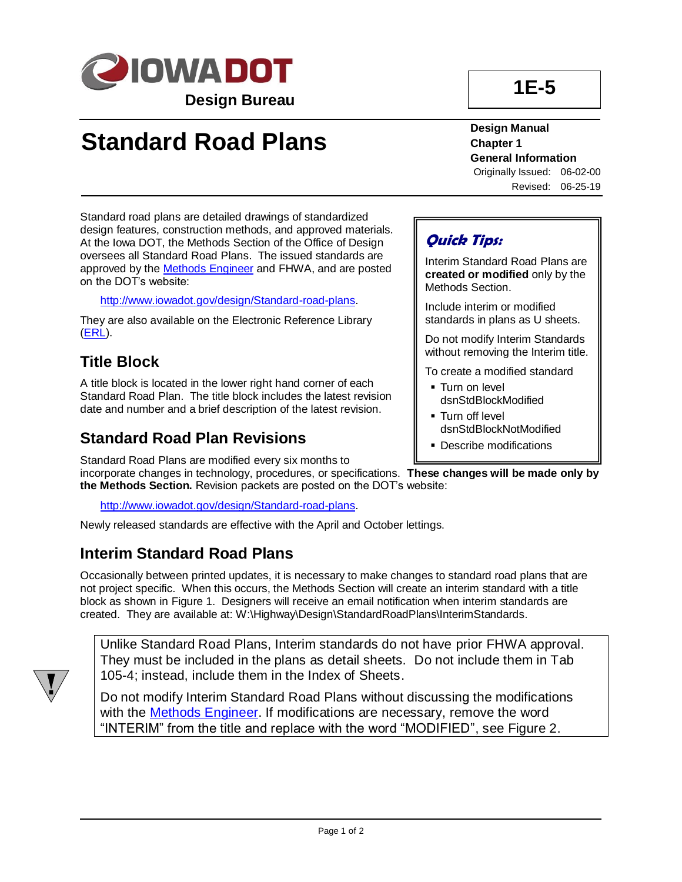# Standard Road Plans

**1E-5**

**Design Manual**
**Chapter 1**
**General Information**

Originally Issued: 06-02-00
Revised: 06-25-19

Standard road plans are detailed drawings of standardized design features, construction methods, and approved materials. At the Iowa DOT, the Methods Section of the Office of Design oversees all Standard Road Plans. The issued standards are approved by the Methods Engineer and FHWA, and are posted on the DOT's website:

http://www.iowadot.gov/design/Standard-road-plans.

They are also available on the Electronic Reference Library (ERL).

> ***Quick Tips:***
>
> Interim Standard Road Plans are **created or modified** only by the Methods Section.
>
> Include interim or modified standards in plans as U sheets.
>
> Do not modify Interim Standards without removing the Interim title.
>
> To create a modified standard
> - Turn on level dsnStdBlockModified
> - Turn off level dsnStdBlockNotModified
> - Describe modifications

## Title Block

A title block is located in the lower right hand corner of each Standard Road Plan. The title block includes the latest revision date and number and a brief description of the latest revision.

## Standard Road Plan Revisions

Standard Road Plans are modified every six months to incorporate changes in technology, procedures, or specifications. **These changes will be made only by the Methods Section.** Revision packets are posted on the DOT's website:

http://www.iowadot.gov/design/Standard-road-plans.

Newly released standards are effective with the April and October lettings.

## Interim Standard Road Plans

Occasionally between printed updates, it is necessary to make changes to standard road plans that are not project specific. When this occurs, the Methods Section will create an interim standard with a title block as shown in Figure 1. Designers will receive an email notification when interim standards are created. They are available at: W:\Highway\Design\StandardRoadPlans\InterimStandards.

> Unlike Standard Road Plans, Interim standards do not have prior FHWA approval. They must be included in the plans as detail sheets. Do not include them in Tab 105-4; instead, include them in the Index of Sheets.
>
> Do not modify Interim Standard Road Plans without discussing the modifications with the Methods Engineer. If modifications are necessary, remove the word "INTERIM" from the title and replace with the word "MODIFIED", see Figure 2.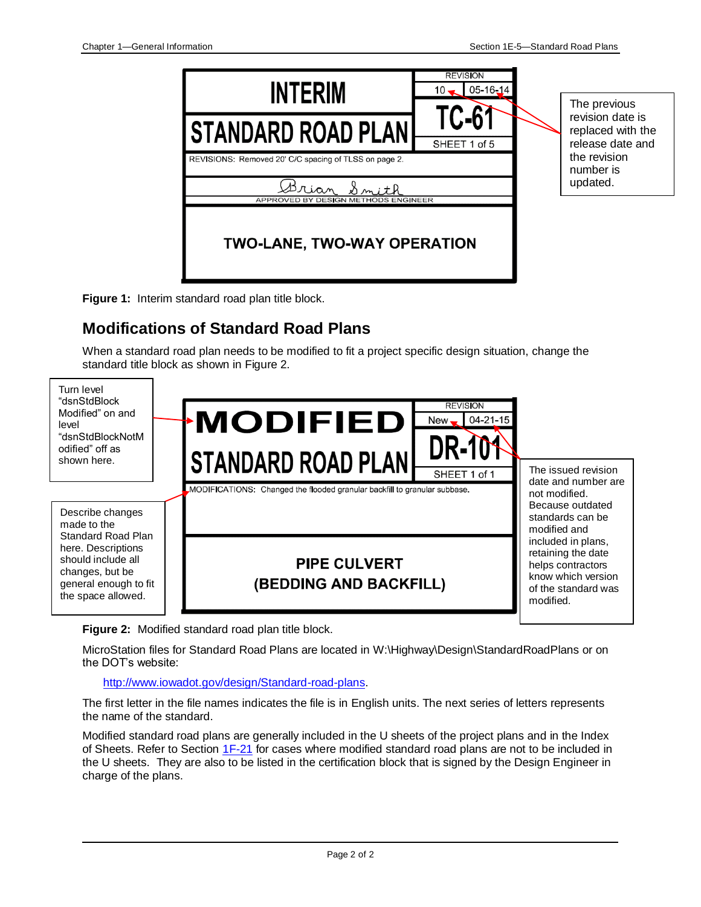INTERIM STANDARD ROAD PLAN

| REVISION | |
|---|---|
| 10 | 05-16-14 |

TC-61

SHEET 1 of 5

REVISIONS: Removed 20' C/C spacing of TLSS on page 2.

Brian Smith

APPROVED BY DESIGN METHODS ENGINEER

TWO-LANE, TWO-WAY OPERATION

The previous revision date is replaced with the release date and the revision number is updated.

**Figure 1:** Interim standard road plan title block.

## Modifications of Standard Road Plans

When a standard road plan needs to be modified to fit a project specific design situation, change the standard title block as shown in Figure 2.

Turn level “dsnStdBlock Modified” on and level “dsnStdBlockNotModified” off as shown here.

Describe changes made to the Standard Road Plan here. Descriptions should include all changes, but be general enough to fit the space allowed.

MODIFIED STANDARD ROAD PLAN

| REVISION | |
|---|---|
| New | 04-21-15 |

DR-101

SHEET 1 of 1

MODIFICATIONS: Changed the flooded granular backfill to granular subbase.

PIPE CULVERT (BEDDING AND BACKFILL)

The issued revision date and number are not modified. Because outdated standards can be modified and included in plans, retaining the date helps contractors know which version of the standard was modified.

**Figure 2:** Modified standard road plan title block.

MicroStation files for Standard Road Plans are located in W:\Highway\Design\StandardRoadPlans or on the DOT’s website:

[http://www.iowadot.gov/design/Standard-road-plans](http://www.iowadot.gov/design/Standard-road-plans).

The first letter in the file names indicates the file is in English units. The next series of letters represents the name of the standard.

Modified standard road plans are generally included in the U sheets of the project plans and in the Index of Sheets. Refer to Section 1F-21 for cases where modified standard road plans are not to be included in the U sheets. They are also to be listed in the certification block that is signed by the Design Engineer in charge of the plans.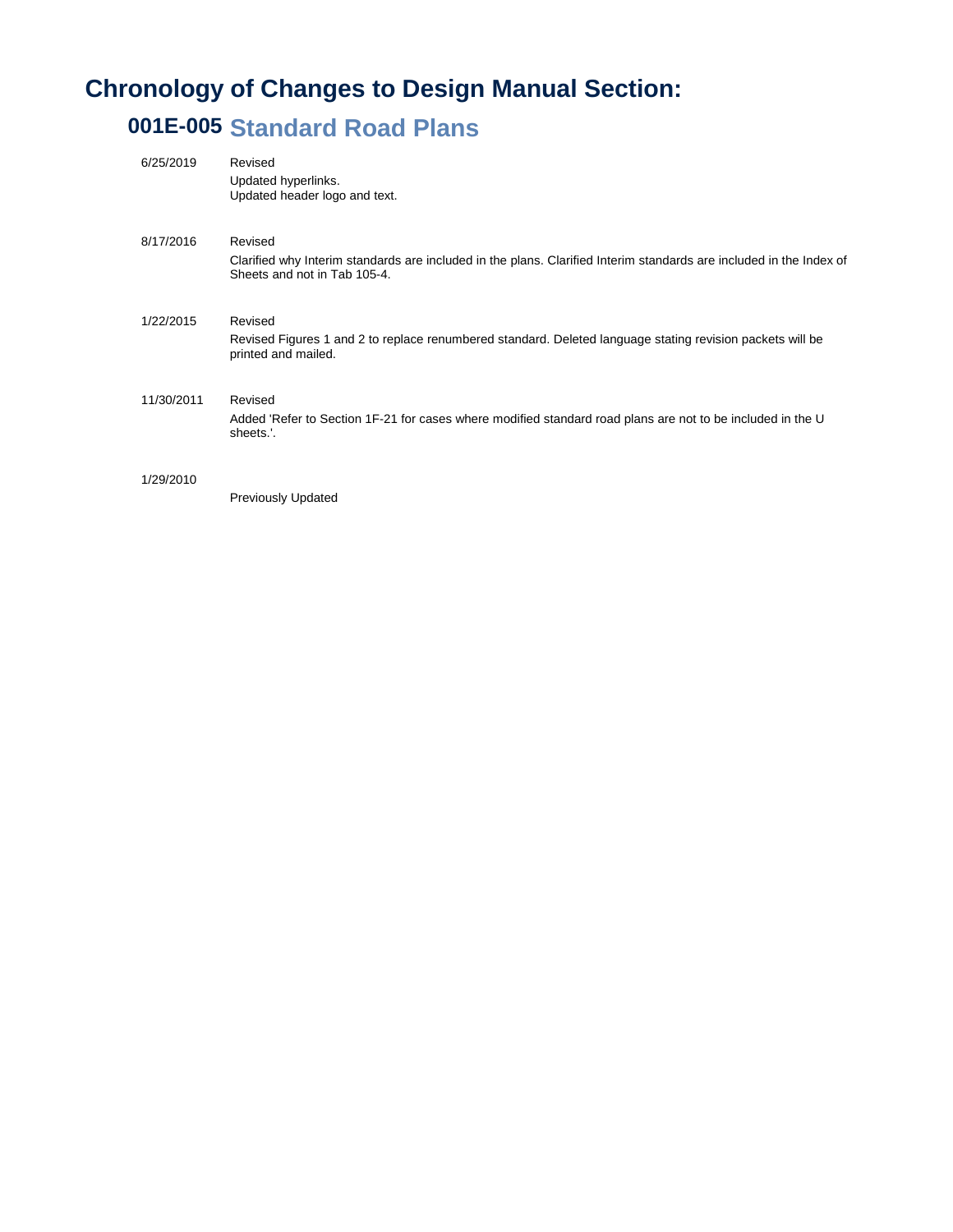# Chronology of Changes to Design Manual Section:

## 001E-005 Standard Road Plans

6/25/2019 Revised

Updated hyperlinks.
Updated header logo and text.

8/17/2016 Revised

Clarified why Interim standards are included in the plans. Clarified Interim standards are included in the Index of Sheets and not in Tab 105-4.

1/22/2015 Revised

Revised Figures 1 and 2 to replace renumbered standard. Deleted language stating revision packets will be printed and mailed.

11/30/2011 Revised

Added 'Refer to Section 1F-21 for cases where modified standard road plans are not to be included in the U sheets.'.

1/29/2010

Previously Updated